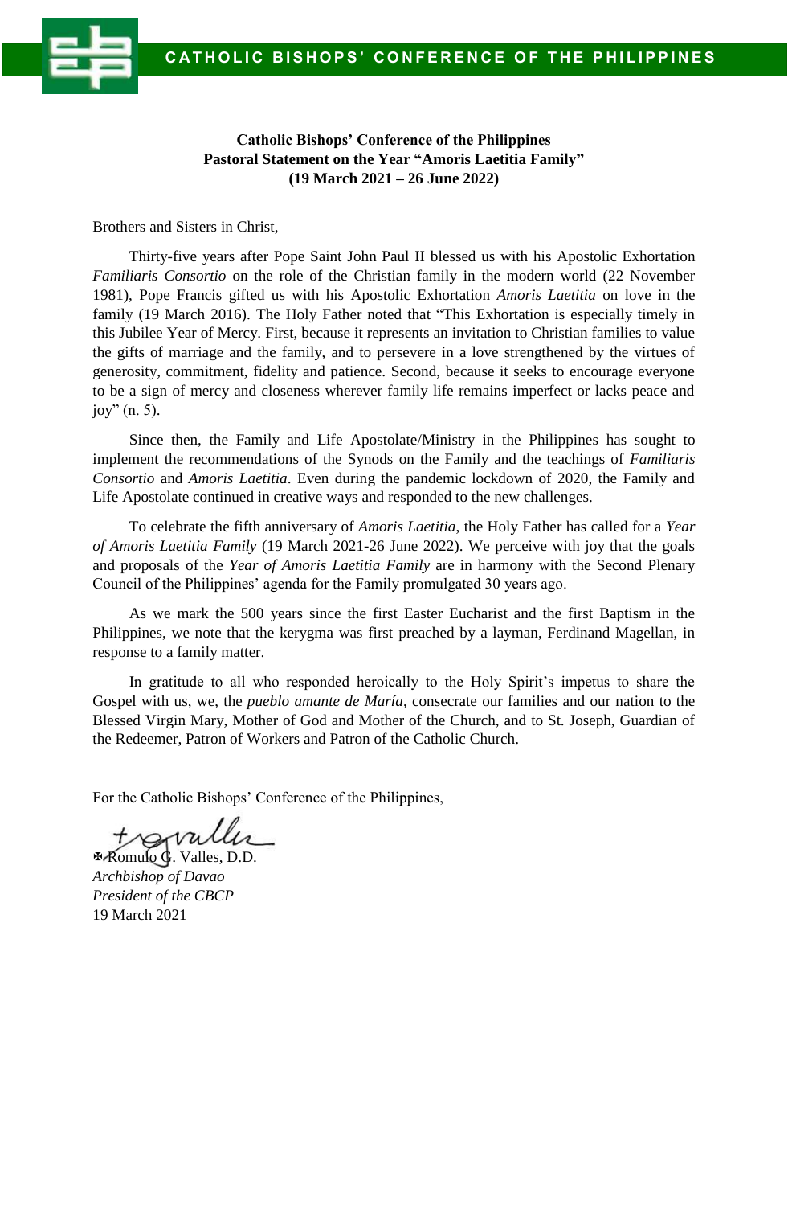CATHOLIC BISHOPS' CONFERENCE OF THE PHILIPPINES

**Catholic Bishops' Conference of the Philippines**
**Pastoral Statement on the Year "Amoris Laetitia Family"**
**(19 March 2021 – 26 June 2022)**

Brothers and Sisters in Christ,

Thirty-five years after Pope Saint John Paul II blessed us with his Apostolic Exhortation *Familiaris Consortio* on the role of the Christian family in the modern world (22 November 1981), Pope Francis gifted us with his Apostolic Exhortation *Amoris Laetitia* on love in the family (19 March 2016). The Holy Father noted that "This Exhortation is especially timely in this Jubilee Year of Mercy. First, because it represents an invitation to Christian families to value the gifts of marriage and the family, and to persevere in a love strengthened by the virtues of generosity, commitment, fidelity and patience. Second, because it seeks to encourage everyone to be a sign of mercy and closeness wherever family life remains imperfect or lacks peace and joy" (n. 5).

Since then, the Family and Life Apostolate/Ministry in the Philippines has sought to implement the recommendations of the Synods on the Family and the teachings of *Familiaris Consortio* and *Amoris Laetitia*. Even during the pandemic lockdown of 2020, the Family and Life Apostolate continued in creative ways and responded to the new challenges.

To celebrate the fifth anniversary of *Amoris Laetitia*, the Holy Father has called for a *Year of Amoris Laetitia Family* (19 March 2021-26 June 2022). We perceive with joy that the goals and proposals of the *Year of Amoris Laetitia Family* are in harmony with the Second Plenary Council of the Philippines' agenda for the Family promulgated 30 years ago.

As we mark the 500 years since the first Easter Eucharist and the first Baptism in the Philippines, we note that the kerygma was first preached by a layman, Ferdinand Magellan, in response to a family matter.

In gratitude to all who responded heroically to the Holy Spirit's impetus to share the Gospel with us, we, the *pueblo amante de María*, consecrate our families and our nation to the Blessed Virgin Mary, Mother of God and Mother of the Church, and to St. Joseph, Guardian of the Redeemer, Patron of Workers and Patron of the Catholic Church.

For the Catholic Bishops' Conference of the Philippines,

✠Romulo G. Valles, D.D.
*Archbishop of Davao*
*President of the CBCP*
19 March 2021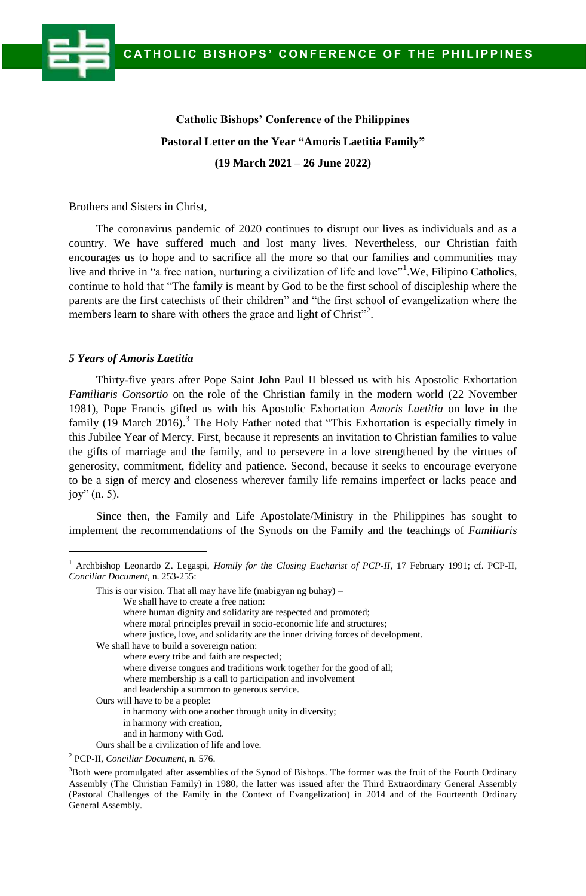**Catholic Bishops' Conference of the Philippines**

**Pastoral Letter on the Year "Amoris Laetitia Family"**

**(19 March 2021 – 26 June 2022)**

Brothers and Sisters in Christ,

The coronavirus pandemic of 2020 continues to disrupt our lives as individuals and as a country. We have suffered much and lost many lives. Nevertheless, our Christian faith encourages us to hope and to sacrifice all the more so that our families and communities may live and thrive in "a free nation, nurturing a civilization of life and love"[1].We, Filipino Catholics, continue to hold that "The family is meant by God to be the first school of discipleship where the parents are the first catechists of their children" and "the first school of evangelization where the members learn to share with others the grace and light of Christ"[2].

***5 Years of Amoris Laetitia***

Thirty-five years after Pope Saint John Paul II blessed us with his Apostolic Exhortation *Familiaris Consortio* on the role of the Christian family in the modern world (22 November 1981), Pope Francis gifted us with his Apostolic Exhortation *Amoris Laetitia* on love in the family (19 March 2016).[3] The Holy Father noted that "This Exhortation is especially timely in this Jubilee Year of Mercy. First, because it represents an invitation to Christian families to value the gifts of marriage and the family, and to persevere in a love strengthened by the virtues of generosity, commitment, fidelity and patience. Second, because it seeks to encourage everyone to be a sign of mercy and closeness wherever family life remains imperfect or lacks peace and joy" (n. 5).

Since then, the Family and Life Apostolate/Ministry in the Philippines has sought to implement the recommendations of the Synods on the Family and the teachings of *Familiaris*

---

[1] Archbishop Leonardo Z. Legaspi, *Homily for the Closing Eucharist of PCP-II*, 17 February 1991; cf. PCP-II, *Conciliar Document*, n. 253-255:

> This is our vision. That all may have life (mabigyan ng buhay) –
> > We shall have to create a free nation:
> > where human dignity and solidarity are respected and promoted;
> > where moral principles prevail in socio-economic life and structures;
> > where justice, love, and solidarity are the inner driving forces of development.
>
> We shall have to build a sovereign nation:
> > where every tribe and faith are respected;
> > where diverse tongues and traditions work together for the good of all;
> > where membership is a call to participation and involvement
> > and leadership a summon to generous service.
>
> Ours will have to be a people:
> > in harmony with one another through unity in diversity;
> > in harmony with creation,
> > and in harmony with God.
>
> Ours shall be a civilization of life and love.

[2] PCP-II, *Conciliar Document*, n. 576.

[3] Both were promulgated after assemblies of the Synod of Bishops. The former was the fruit of the Fourth Ordinary Assembly (The Christian Family) in 1980, the latter was issued after the Third Extraordinary General Assembly (Pastoral Challenges of the Family in the Context of Evangelization) in 2014 and of the Fourteenth Ordinary General Assembly.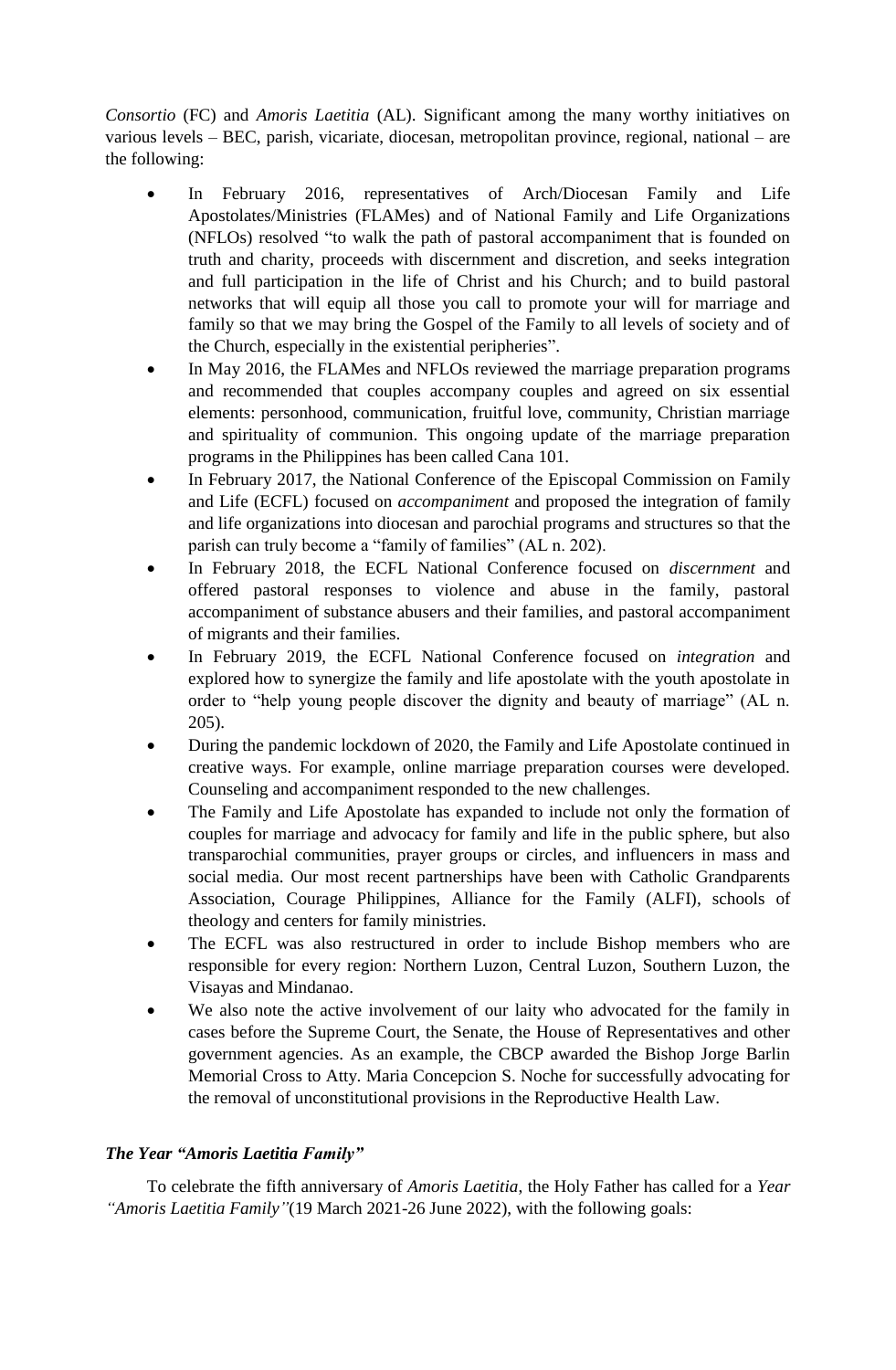*Consortio* (FC) and *Amoris Laetitia* (AL). Significant among the many worthy initiatives on various levels – BEC, parish, vicariate, diocesan, metropolitan province, regional, national – are the following:

- In February 2016, representatives of Arch/Diocesan Family and Life Apostolates/Ministries (FLAMes) and of National Family and Life Organizations (NFLOs) resolved "to walk the path of pastoral accompaniment that is founded on truth and charity, proceeds with discernment and discretion, and seeks integration and full participation in the life of Christ and his Church; and to build pastoral networks that will equip all those you call to promote your will for marriage and family so that we may bring the Gospel of the Family to all levels of society and of the Church, especially in the existential peripheries".
- In May 2016, the FLAMes and NFLOs reviewed the marriage preparation programs and recommended that couples accompany couples and agreed on six essential elements: personhood, communication, fruitful love, community, Christian marriage and spirituality of communion. This ongoing update of the marriage preparation programs in the Philippines has been called Cana 101.
- In February 2017, the National Conference of the Episcopal Commission on Family and Life (ECFL) focused on *accompaniment* and proposed the integration of family and life organizations into diocesan and parochial programs and structures so that the parish can truly become a "family of families" (AL n. 202).
- In February 2018, the ECFL National Conference focused on *discernment* and offered pastoral responses to violence and abuse in the family, pastoral accompaniment of substance abusers and their families, and pastoral accompaniment of migrants and their families.
- In February 2019, the ECFL National Conference focused on *integration* and explored how to synergize the family and life apostolate with the youth apostolate in order to "help young people discover the dignity and beauty of marriage" (AL n. 205).
- During the pandemic lockdown of 2020, the Family and Life Apostolate continued in creative ways. For example, online marriage preparation courses were developed. Counseling and accompaniment responded to the new challenges.
- The Family and Life Apostolate has expanded to include not only the formation of couples for marriage and advocacy for family and life in the public sphere, but also transparochial communities, prayer groups or circles, and influencers in mass and social media. Our most recent partnerships have been with Catholic Grandparents Association, Courage Philippines, Alliance for the Family (ALFI), schools of theology and centers for family ministries.
- The ECFL was also restructured in order to include Bishop members who are responsible for every region: Northern Luzon, Central Luzon, Southern Luzon, the Visayas and Mindanao.
- We also note the active involvement of our laity who advocated for the family in cases before the Supreme Court, the Senate, the House of Representatives and other government agencies. As an example, the CBCP awarded the Bishop Jorge Barlin Memorial Cross to Atty. Maria Concepcion S. Noche for successfully advocating for the removal of unconstitutional provisions in the Reproductive Health Law.

### *The Year "Amoris Laetitia Family"*

To celebrate the fifth anniversary of *Amoris Laetitia*, the Holy Father has called for a *Year "Amoris Laetitia Family"*(19 March 2021-26 June 2022), with the following goals: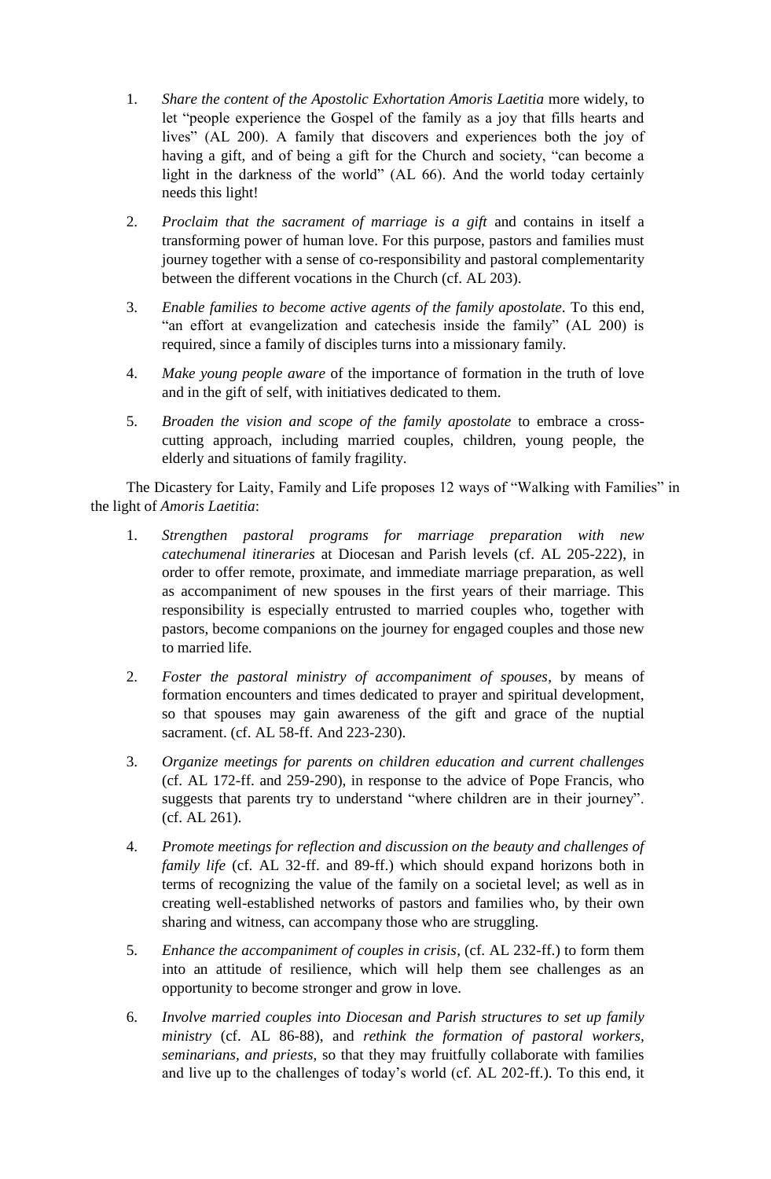1. *Share the content of the Apostolic Exhortation Amoris Laetitia* more widely, to let "people experience the Gospel of the family as a joy that fills hearts and lives" (AL 200). A family that discovers and experiences both the joy of having a gift, and of being a gift for the Church and society, "can become a light in the darkness of the world" (AL 66). And the world today certainly needs this light!

2. *Proclaim that the sacrament of marriage is a gift* and contains in itself a transforming power of human love. For this purpose, pastors and families must journey together with a sense of co-responsibility and pastoral complementarity between the different vocations in the Church (cf. AL 203).

3. *Enable families to become active agents of the family apostolate*. To this end, "an effort at evangelization and catechesis inside the family" (AL 200) is required, since a family of disciples turns into a missionary family.

4. *Make young people aware* of the importance of formation in the truth of love and in the gift of self, with initiatives dedicated to them.

5. *Broaden the vision and scope of the family apostolate* to embrace a cross-cutting approach, including married couples, children, young people, the elderly and situations of family fragility.

The Dicastery for Laity, Family and Life proposes 12 ways of "Walking with Families" in the light of *Amoris Laetitia*:

1. *Strengthen pastoral programs for marriage preparation with new catechumenal itineraries* at Diocesan and Parish levels (cf. AL 205-222), in order to offer remote, proximate, and immediate marriage preparation, as well as accompaniment of new spouses in the first years of their marriage. This responsibility is especially entrusted to married couples who, together with pastors, become companions on the journey for engaged couples and those new to married life.

2. *Foster the pastoral ministry of accompaniment of spouses*, by means of formation encounters and times dedicated to prayer and spiritual development, so that spouses may gain awareness of the gift and grace of the nuptial sacrament. (cf. AL 58-ff. And 223-230).

3. *Organize meetings for parents on children education and current challenges* (cf. AL 172-ff. and 259-290), in response to the advice of Pope Francis, who suggests that parents try to understand "where children are in their journey". (cf. AL 261).

4. *Promote meetings for reflection and discussion on the beauty and challenges of family life* (cf. AL 32-ff. and 89-ff.) which should expand horizons both in terms of recognizing the value of the family on a societal level; as well as in creating well-established networks of pastors and families who, by their own sharing and witness, can accompany those who are struggling.

5. *Enhance the accompaniment of couples in crisis*, (cf. AL 232-ff.) to form them into an attitude of resilience, which will help them see challenges as an opportunity to become stronger and grow in love.

6. *Involve married couples into Diocesan and Parish structures to set up family ministry* (cf. AL 86-88), and *rethink the formation of pastoral workers, seminarians, and priests*, so that they may fruitfully collaborate with families and live up to the challenges of today's world (cf. AL 202-ff.). To this end, it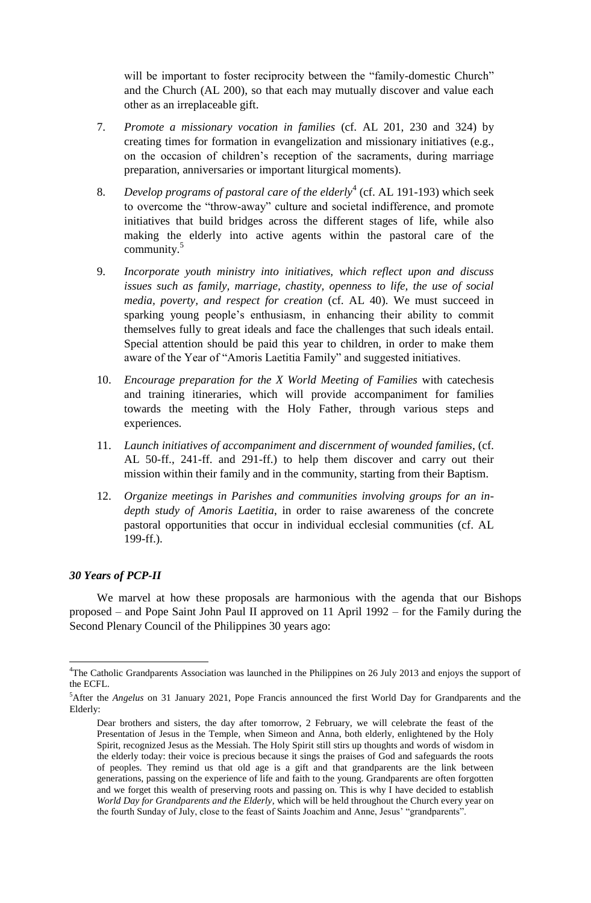will be important to foster reciprocity between the "family-domestic Church" and the Church (AL 200), so that each may mutually discover and value each other as an irreplaceable gift.

7. *Promote a missionary vocation in families* (cf. AL 201, 230 and 324) by creating times for formation in evangelization and missionary initiatives (e.g., on the occasion of children's reception of the sacraments, during marriage preparation, anniversaries or important liturgical moments).

8. *Develop programs of pastoral care of the elderly*[4] (cf. AL 191-193) which seek to overcome the "throw-away" culture and societal indifference, and promote initiatives that build bridges across the different stages of life, while also making the elderly into active agents within the pastoral care of the community.[5]

9. *Incorporate youth ministry into initiatives, which reflect upon and discuss issues such as family, marriage, chastity, openness to life, the use of social media, poverty, and respect for creation* (cf. AL 40). We must succeed in sparking young people's enthusiasm, in enhancing their ability to commit themselves fully to great ideals and face the challenges that such ideals entail. Special attention should be paid this year to children, in order to make them aware of the Year of "Amoris Laetitia Family" and suggested initiatives.

10. *Encourage preparation for the X World Meeting of Families* with catechesis and training itineraries, which will provide accompaniment for families towards the meeting with the Holy Father, through various steps and experiences.

11. *Launch initiatives of accompaniment and discernment of wounded families*, (cf. AL 50-ff., 241-ff. and 291-ff.) to help them discover and carry out their mission within their family and in the community, starting from their Baptism.

12. *Organize meetings in Parishes and communities involving groups for an in-depth study of Amoris Laetitia*, in order to raise awareness of the concrete pastoral opportunities that occur in individual ecclesial communities (cf. AL 199-ff.).

### *30 Years of PCP-II*

We marvel at how these proposals are harmonious with the agenda that our Bishops proposed – and Pope Saint John Paul II approved on 11 April 1992 – for the Family during the Second Plenary Council of the Philippines 30 years ago:

---

[4]The Catholic Grandparents Association was launched in the Philippines on 26 July 2013 and enjoys the support of the ECFL.

[5]After the *Angelus* on 31 January 2021, Pope Francis announced the first World Day for Grandparents and the Elderly:

> Dear brothers and sisters, the day after tomorrow, 2 February, we will celebrate the feast of the Presentation of Jesus in the Temple, when Simeon and Anna, both elderly, enlightened by the Holy Spirit, recognized Jesus as the Messiah. The Holy Spirit still stirs up thoughts and words of wisdom in the elderly today: their voice is precious because it sings the praises of God and safeguards the roots of peoples. They remind us that old age is a gift and that grandparents are the link between generations, passing on the experience of life and faith to the young. Grandparents are often forgotten and we forget this wealth of preserving roots and passing on. This is why I have decided to establish *World Day for Grandparents and the Elderly*, which will be held throughout the Church every year on the fourth Sunday of July, close to the feast of Saints Joachim and Anne, Jesus' "grandparents".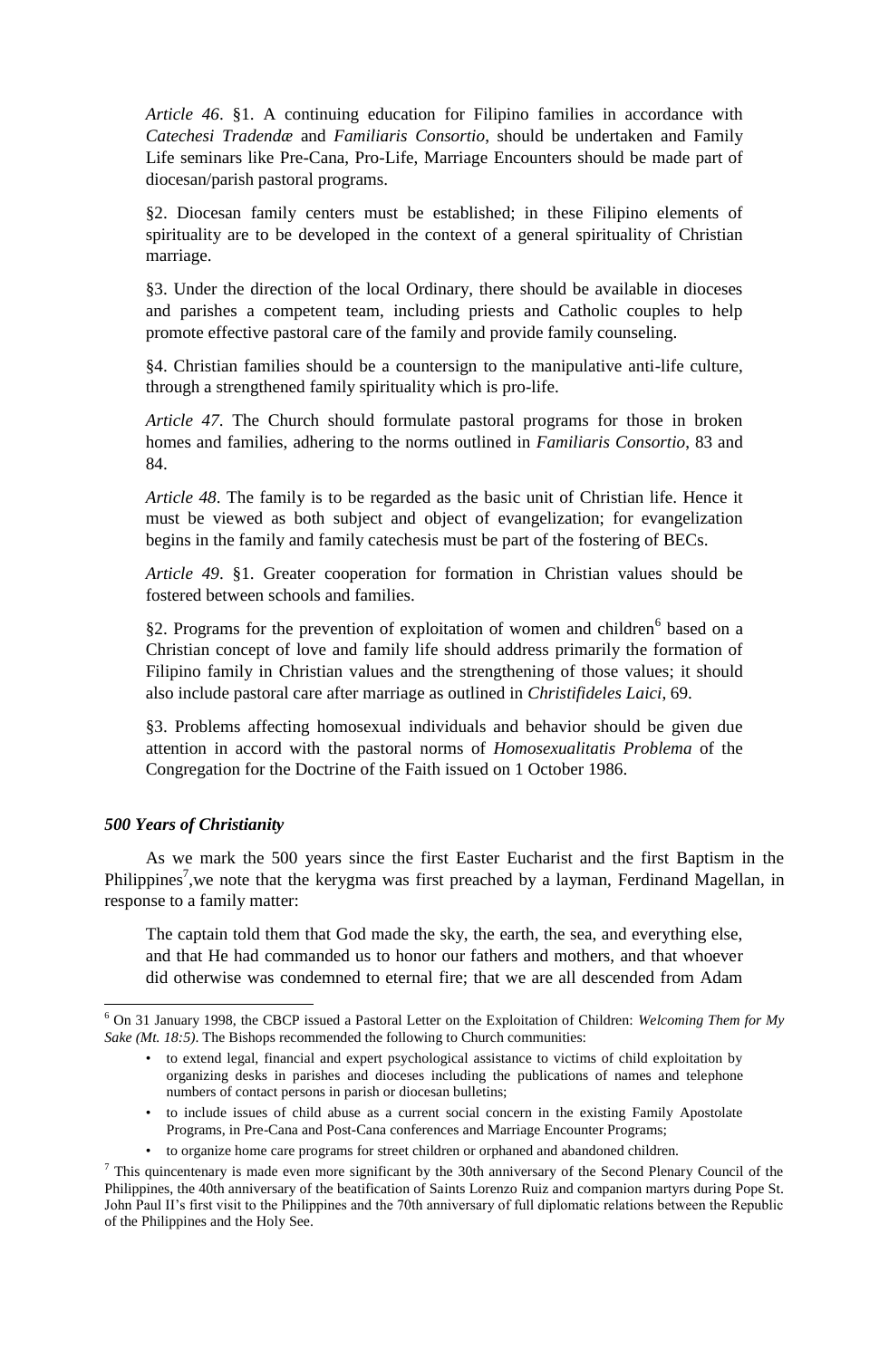*Article 46*. §1. A continuing education for Filipino families in accordance with *Catechesi Tradendæ* and *Familiaris Consortio*, should be undertaken and Family Life seminars like Pre-Cana, Pro-Life, Marriage Encounters should be made part of diocesan/parish pastoral programs.

§2. Diocesan family centers must be established; in these Filipino elements of spirituality are to be developed in the context of a general spirituality of Christian marriage.

§3. Under the direction of the local Ordinary, there should be available in dioceses and parishes a competent team, including priests and Catholic couples to help promote effective pastoral care of the family and provide family counseling.

§4. Christian families should be a countersign to the manipulative anti-life culture, through a strengthened family spirituality which is pro-life.

*Article 47*. The Church should formulate pastoral programs for those in broken homes and families, adhering to the norms outlined in *Familiaris Consortio*, 83 and 84.

*Article 48*. The family is to be regarded as the basic unit of Christian life. Hence it must be viewed as both subject and object of evangelization; for evangelization begins in the family and family catechesis must be part of the fostering of BECs.

*Article 49*. §1. Greater cooperation for formation in Christian values should be fostered between schools and families.

§2. Programs for the prevention of exploitation of women and children[6] based on a Christian concept of love and family life should address primarily the formation of Filipino family in Christian values and the strengthening of those values; it should also include pastoral care after marriage as outlined in *Christifideles Laici*, 69.

§3. Problems affecting homosexual individuals and behavior should be given due attention in accord with the pastoral norms of *Homosexualitatis Problema* of the Congregation for the Doctrine of the Faith issued on 1 October 1986.

***500 Years of Christianity***

As we mark the 500 years since the first Easter Eucharist and the first Baptism in the Philippines[7],we note that the kerygma was first preached by a layman, Ferdinand Magellan, in response to a family matter:

> The captain told them that God made the sky, the earth, the sea, and everything else, and that He had commanded us to honor our fathers and mothers, and that whoever did otherwise was condemned to eternal fire; that we are all descended from Adam

---

[6] On 31 January 1998, the CBCP issued a Pastoral Letter on the Exploitation of Children: *Welcoming Them for My Sake (Mt. 18:5)*. The Bishops recommended the following to Church communities:

- to extend legal, financial and expert psychological assistance to victims of child exploitation by organizing desks in parishes and dioceses including the publications of names and telephone numbers of contact persons in parish or diocesan bulletins;
- to include issues of child abuse as a current social concern in the existing Family Apostolate Programs, in Pre-Cana and Post-Cana conferences and Marriage Encounter Programs;
- to organize home care programs for street children or orphaned and abandoned children.

[7] This quincentenary is made even more significant by the 30th anniversary of the Second Plenary Council of the Philippines, the 40th anniversary of the beatification of Saints Lorenzo Ruiz and companion martyrs during Pope St. John Paul II's first visit to the Philippines and the 70th anniversary of full diplomatic relations between the Republic of the Philippines and the Holy See.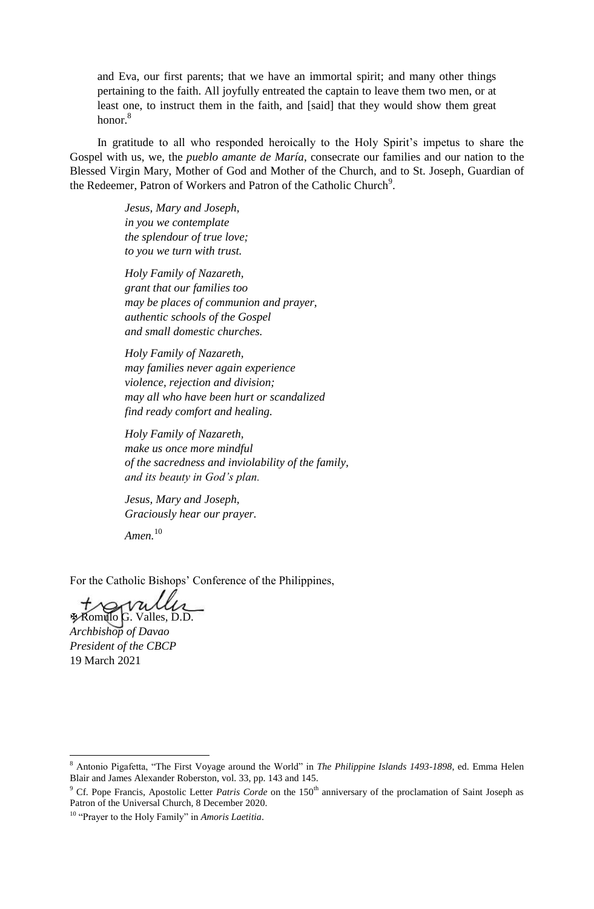> and Eva, our first parents; that we have an immortal spirit; and many other things pertaining to the faith. All joyfully entreated the captain to leave them two men, or at least one, to instruct them in the faith, and [said] that they would show them great honor.[8]

In gratitude to all who responded heroically to the Holy Spirit's impetus to share the Gospel with us, we, the *pueblo amante de María*, consecrate our families and our nation to the Blessed Virgin Mary, Mother of God and Mother of the Church, and to St. Joseph, Guardian of the Redeemer, Patron of Workers and Patron of the Catholic Church[9].

*Jesus, Mary and Joseph,*
*in you we contemplate*
*the splendour of true love;*
*to you we turn with trust.*

*Holy Family of Nazareth,*
*grant that our families too*
*may be places of communion and prayer,*
*authentic schools of the Gospel*
*and small domestic churches.*

*Holy Family of Nazareth,*
*may families never again experience*
*violence, rejection and division;*
*may all who have been hurt or scandalized*
*find ready comfort and healing.*

*Holy Family of Nazareth,*
*make us once more mindful*
*of the sacredness and inviolability of the family,*
*and its beauty in God's plan.*

*Jesus, Mary and Joseph,*
*Graciously hear our prayer.*

*Amen.*[10]

For the Catholic Bishops' Conference of the Philippines,

✠ Romulo G. Valles, D.D.
*Archbishop of Davao*
*President of the CBCP*
19 March 2021

---

[8] Antonio Pigafetta, "The First Voyage around the World" in *The Philippine Islands 1493-1898*, ed. Emma Helen Blair and James Alexander Roberston, vol. 33, pp. 143 and 145.

[9] Cf. Pope Francis, Apostolic Letter *Patris Corde* on the 150th anniversary of the proclamation of Saint Joseph as Patron of the Universal Church, 8 December 2020.

[10] "Prayer to the Holy Family" in *Amoris Laetitia*.